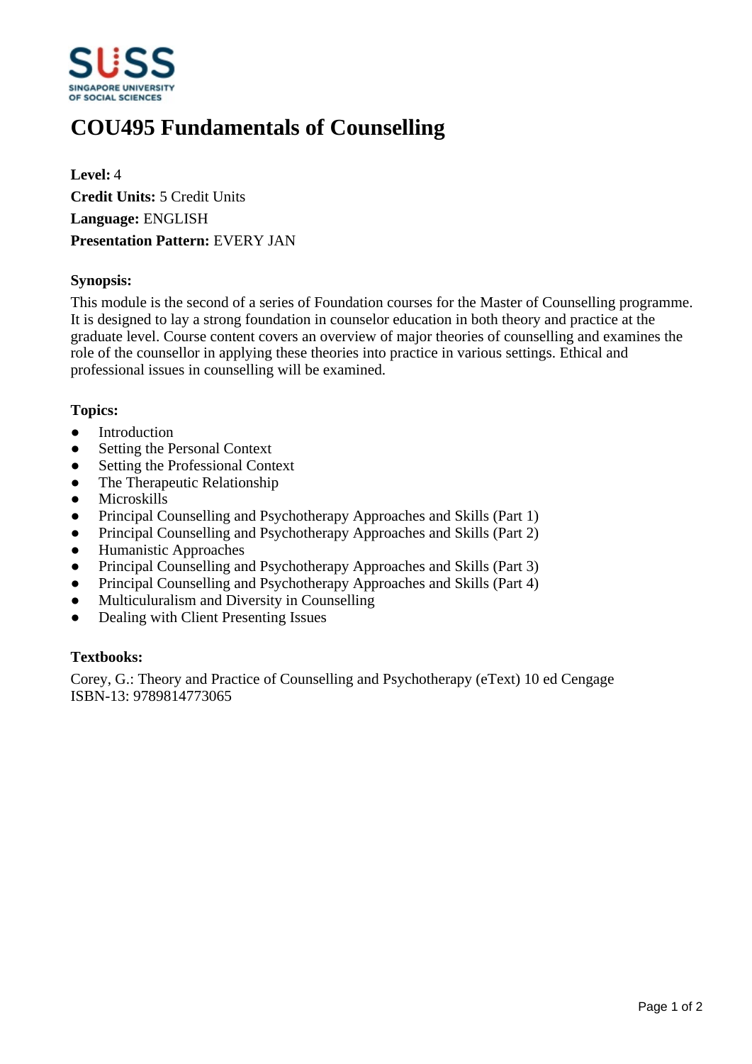# COU495 Fundamentals of Counselling

**Level:** 4
**Credit Units:** 5 Credit Units
**Language:** ENGLISH
**Presentation Pattern:** EVERY JAN

### Synopsis:

This module is the second of a series of Foundation courses for the Master of Counselling programme. It is designed to lay a strong foundation in counselor education in both theory and practice at the graduate level. Course content covers an overview of major theories of counselling and examines the role of the counsellor in applying these theories into practice in various settings. Ethical and professional issues in counselling will be examined.

### Topics:

- Introduction
- Setting the Personal Context
- Setting the Professional Context
- The Therapeutic Relationship
- Microskills
- Principal Counselling and Psychotherapy Approaches and Skills (Part 1)
- Principal Counselling and Psychotherapy Approaches and Skills (Part 2)
- Humanistic Approaches
- Principal Counselling and Psychotherapy Approaches and Skills (Part 3)
- Principal Counselling and Psychotherapy Approaches and Skills (Part 4)
- Multiculuralism and Diversity in Counselling
- Dealing with Client Presenting Issues

### Textbooks:

Corey, G.: Theory and Practice of Counselling and Psychotherapy (eText) 10 ed Cengage
ISBN-13: 9789814773065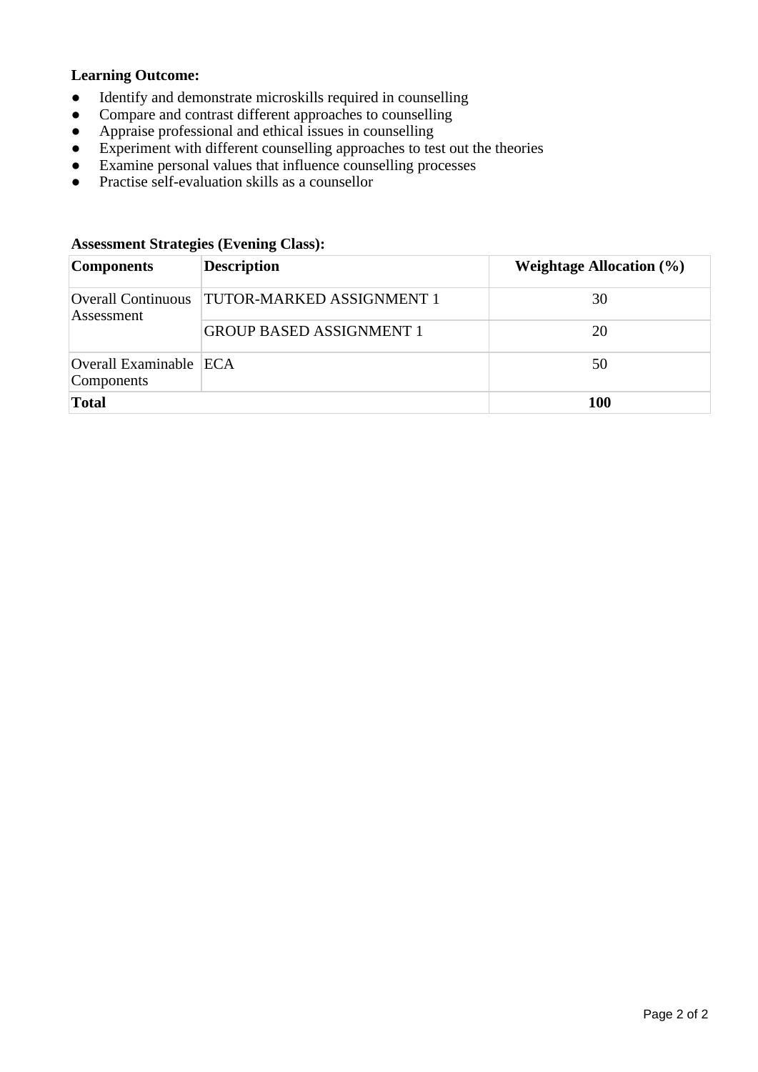**Learning Outcome:**

- Identify and demonstrate microskills required in counselling
- Compare and contrast different approaches to counselling
- Appraise professional and ethical issues in counselling
- Experiment with different counselling approaches to test out the theories
- Examine personal values that influence counselling processes
- Practise self-evaluation skills as a counsellor

**Assessment Strategies (Evening Class):**

| Components | Description | Weightage Allocation (%) |
|---|---|---|
| Overall Continuous Assessment | TUTOR-MARKED ASSIGNMENT 1 | 30 |
| | GROUP BASED ASSIGNMENT 1 | 20 |
| Overall Examinable Components | ECA | 50 |
| **Total** | | **100** |